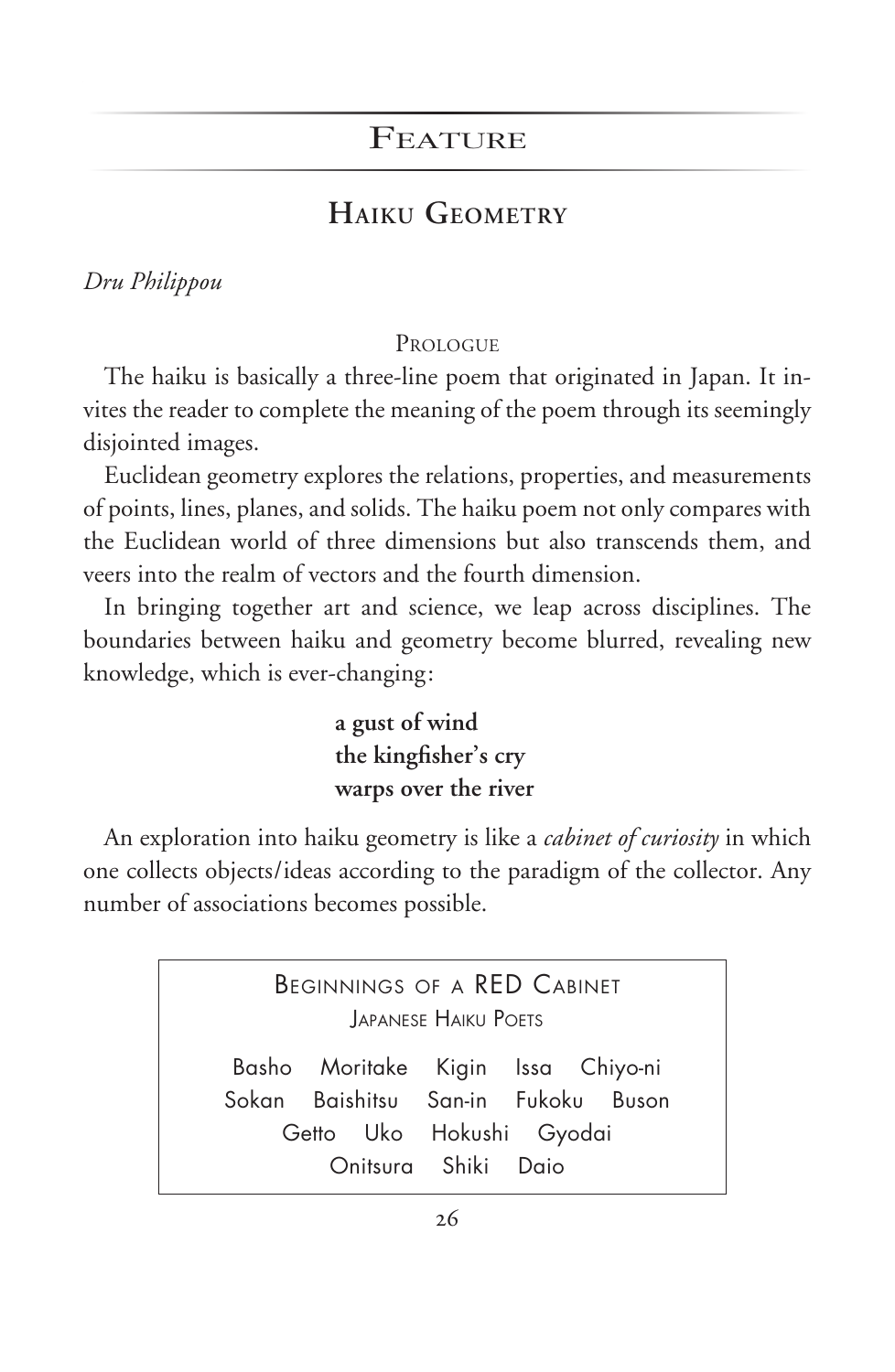## Feature

# Haiku Geometry

*Dru Philippou*

### Prologue

The haiku is basically a three-line poem that originated in Japan. It invites the reader to complete the meaning of the poem through its seemingly disjointed images.

Euclidean geometry explores the relations, properties, and measurements of points, lines, planes, and solids. The haiku poem not only compares with the Euclidean world of three dimensions but also transcends them, and veers into the realm of vectors and the fourth dimension.

In bringing together art and science, we leap across disciplines. The boundaries between haiku and geometry become blurred, revealing new knowledge, which is ever-changing:

> **a gust of wind**  
> **the kingfisher's cry**  
> **warps over the river**

An exploration into haiku geometry is like a *cabinet of curiosity* in which one collects objects/ideas according to the paradigm of the collector. Any number of associations becomes possible.

> Beginnings of a RED Cabinet  
> Japanese Haiku Poets
>
> Basho Moritake Kigin Issa Chiyo-ni  
> Sokan Baishitsu San-in Fukoku Buson  
> Getto Uko Hokushi Gyodai  
> Onitsura Shiki Daio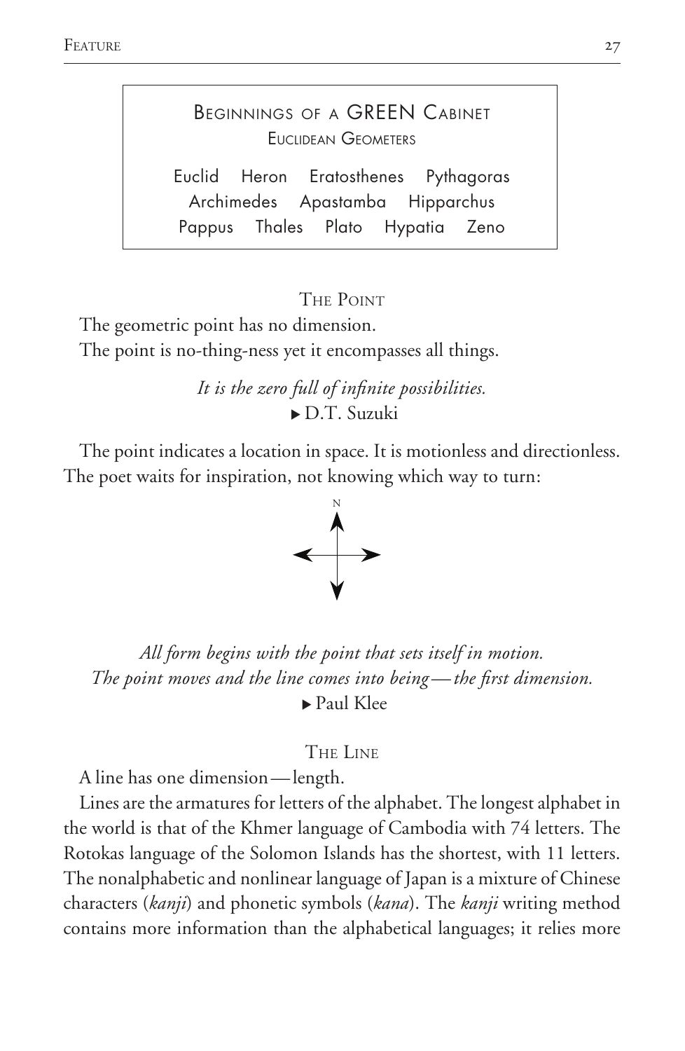**Beginnings of a GREEN Cabinet**
Euclidean Geometers

Euclid Heron Eratosthenes Pythagoras
Archimedes Apastamba Hipparchus
Pappus Thales Plato Hypatia Zeno

### The Point

The geometric point has no dimension.
The point is no-thing-ness yet it encompasses all things.

*It is the zero full of infinite possibilities.*
▸ D.T. Suzuki

The point indicates a location in space. It is motionless and directionless. The poet waits for inspiration, not knowing which way to turn:

N

*All form begins with the point that sets itself in motion.*
*The point moves and the line comes into being—the first dimension.*
▸ Paul Klee

### The Line

A line has one dimension—length.

Lines are the armatures for letters of the alphabet. The longest alphabet in the world is that of the Khmer language of Cambodia with 74 letters. The Rotokas language of the Solomon Islands has the shortest, with 11 letters. The nonalphabetic and nonlinear language of Japan is a mixture of Chinese characters (*kanji*) and phonetic symbols (*kana*). The *kanji* writing method contains more information than the alphabetical languages; it relies more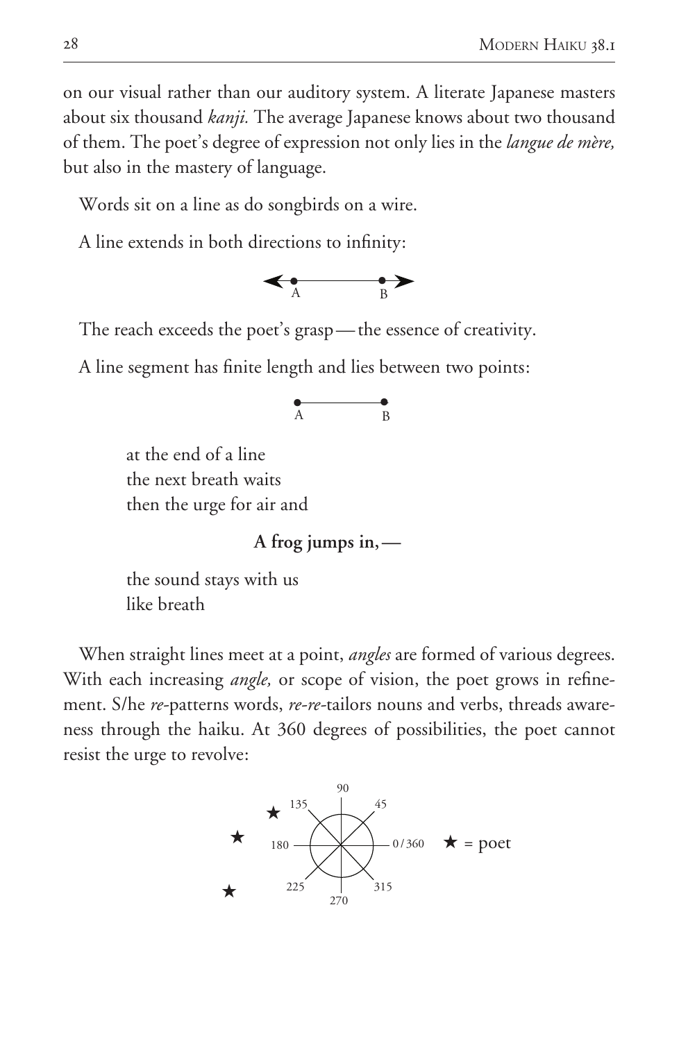on our visual rather than our auditory system. A literate Japanese masters about six thousand *kanji.* The average Japanese knows about two thousand of them. The poet's degree of expression not only lies in the *langue de mère,* but also in the mastery of language.

Words sit on a line as do songbirds on a wire.

A line extends in both directions to infinity:

A B

The reach exceeds the poet's grasp — the essence of creativity.

A line segment has finite length and lies between two points:

A B

at the end of a line  
the next breath waits  
then the urge for air and

**A frog jumps in, —**

the sound stays with us  
like breath

When straight lines meet at a point, *angles* are formed of various degrees. With each increasing *angle,* or scope of vision, the poet grows in refinement. S/he *re*-patterns words, *re-re*-tailors nouns and verbs, threads awareness through the haiku. At 360 degrees of possibilities, the poet cannot resist the urge to revolve:

90 45 135 180 0/360 225 270 315

★ = poet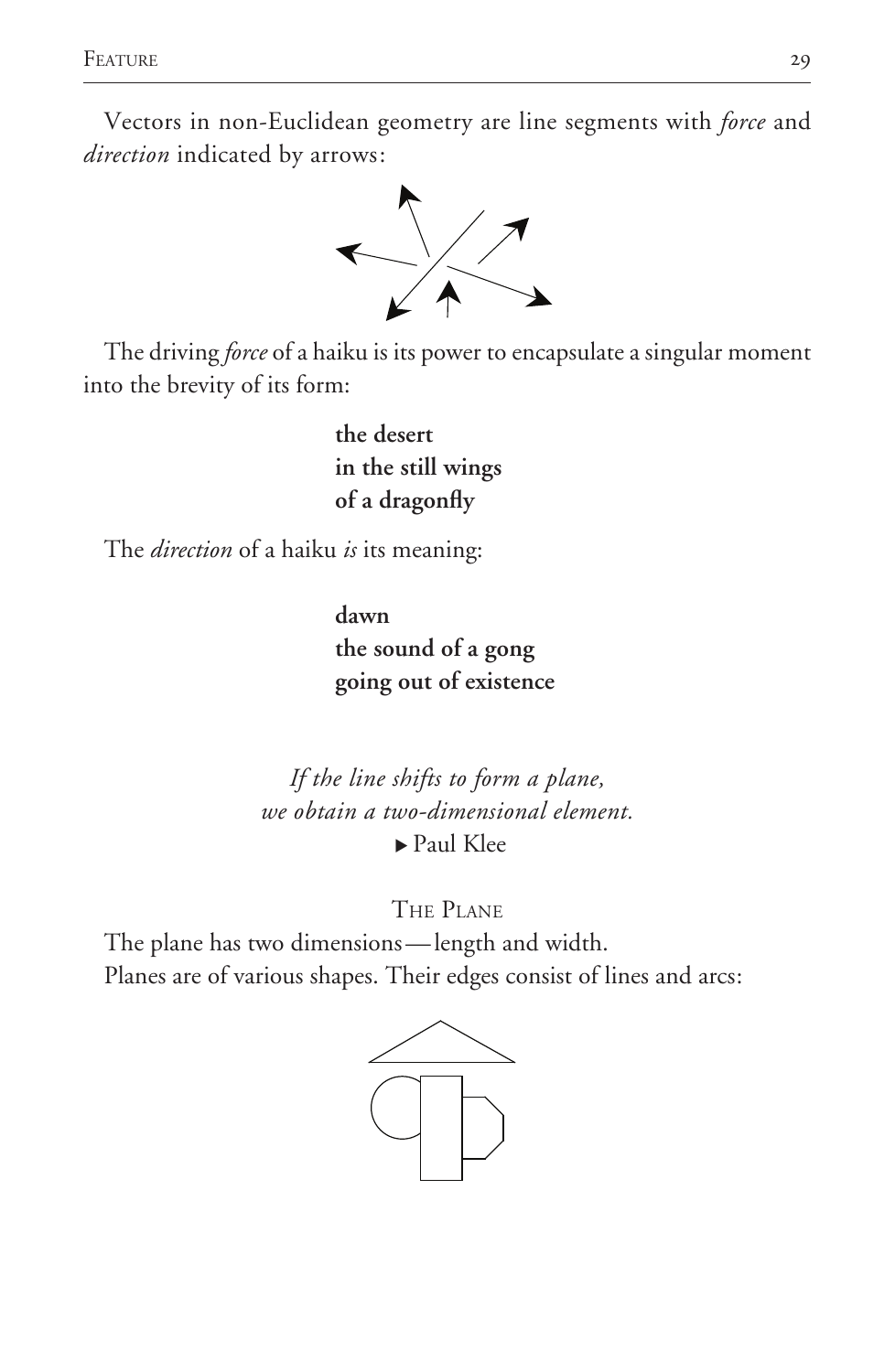Vectors in non-Euclidean geometry are line segments with *force* and *direction* indicated by arrows:

The driving *force* of a haiku is its power to encapsulate a singular moment into the brevity of its form:

**the desert**
**in the still wings**
**of a dragonfly**

The *direction* of a haiku *is* its meaning:

**dawn**
**the sound of a gong**
**going out of existence**

*If the line shifts to form a plane,*
*we obtain a two-dimensional element.*
▸ Paul Klee

## The Plane

The plane has two dimensions—length and width.
Planes are of various shapes. Their edges consist of lines and arcs: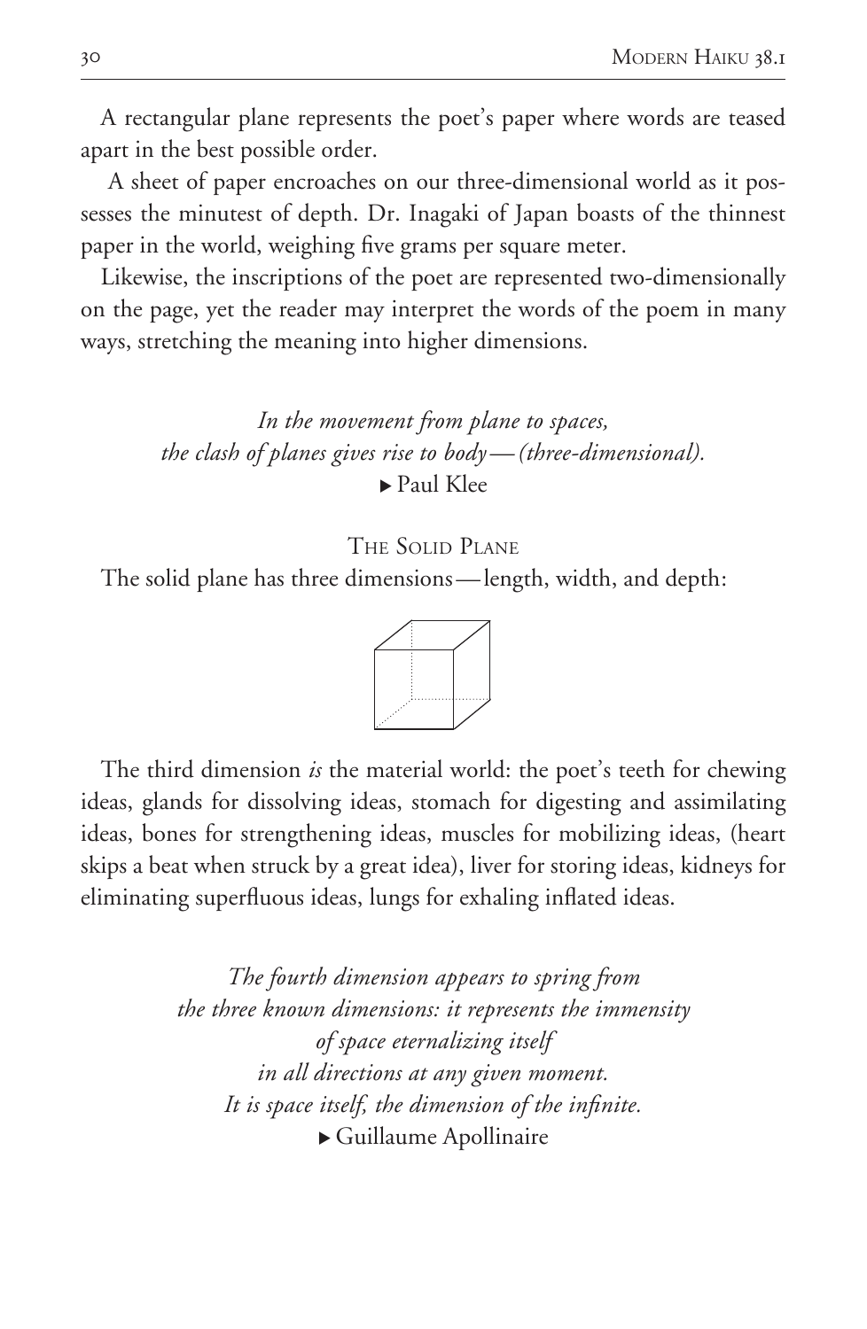A rectangular plane represents the poet's paper where words are teased apart in the best possible order.

A sheet of paper encroaches on our three-dimensional world as it possesses the minutest of depth. Dr. Inagaki of Japan boasts of the thinnest paper in the world, weighing five grams per square meter.

Likewise, the inscriptions of the poet are represented two-dimensionally on the page, yet the reader may interpret the words of the poem in many ways, stretching the meaning into higher dimensions.

*In the movement from plane to spaces,*
*the clash of planes gives rise to body — (three-dimensional).*
▸ Paul Klee

### The Solid Plane

The solid plane has three dimensions — length, width, and depth:

The third dimension *is* the material world: the poet's teeth for chewing ideas, glands for dissolving ideas, stomach for digesting and assimilating ideas, bones for strengthening ideas, muscles for mobilizing ideas, (heart skips a beat when struck by a great idea), liver for storing ideas, kidneys for eliminating superfluous ideas, lungs for exhaling inflated ideas.

*The fourth dimension appears to spring from*
*the three known dimensions: it represents the immensity*
*of space eternalizing itself*
*in all directions at any given moment.*
*It is space itself, the dimension of the infinite.*
▸ Guillaume Apollinaire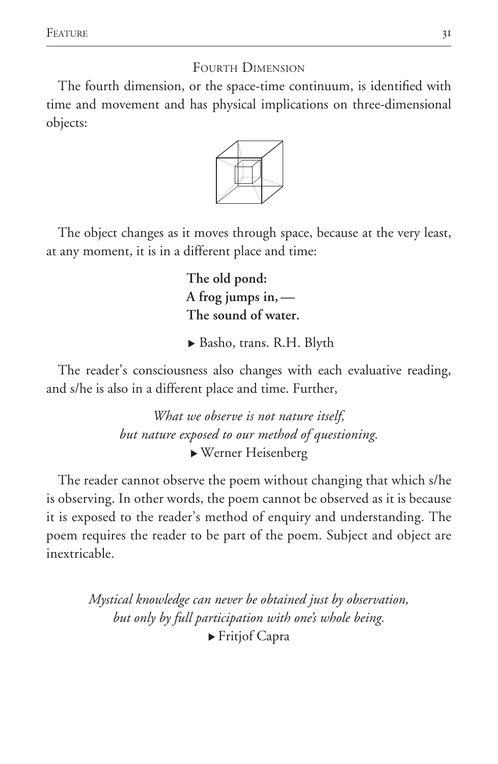## Fourth Dimension

The fourth dimension, or the space-time continuum, is identified with time and movement and has physical implications on three-dimensional objects:

The object changes as it moves through space, because at the very least, at any moment, it is in a different place and time:

> **The old pond:**
> **A frog jumps in, —**
> **The sound of water.**
>
> ▶ Basho, trans. R.H. Blyth

The reader's consciousness also changes with each evaluative reading, and s/he is also in a different place and time. Further,

> *What we observe is not nature itself,*
> *but nature exposed to our method of questioning.*
> ▶ Werner Heisenberg

The reader cannot observe the poem without changing that which s/he is observing. In other words, the poem cannot be observed as it is because it is exposed to the reader's method of enquiry and understanding. The poem requires the reader to be part of the poem. Subject and object are inextricable.

> *Mystical knowledge can never be obtained just by observation,*
> *but only by full participation with one's whole being.*
> ▶ Fritjof Capra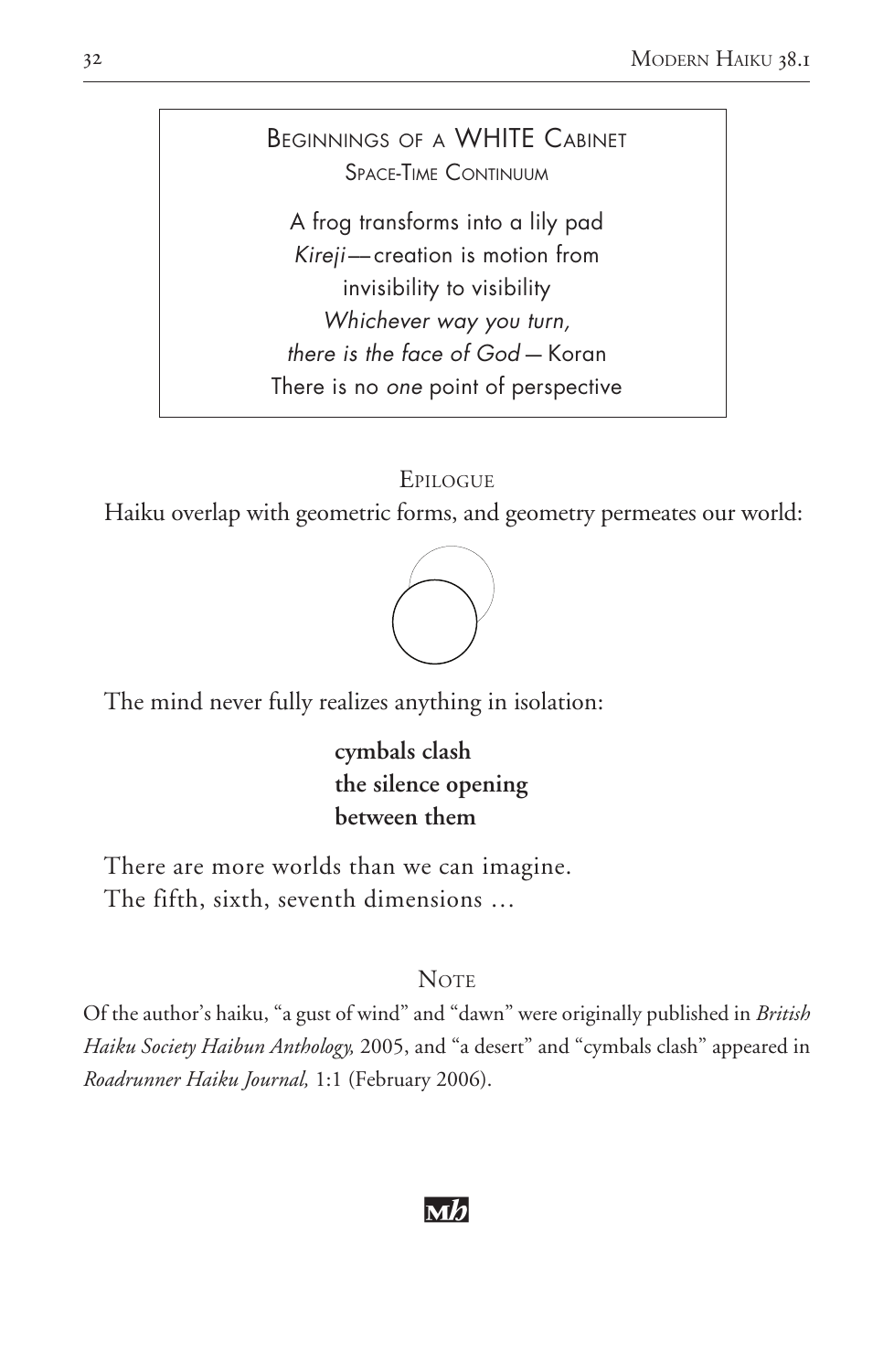**BEGINNINGS OF A WHITE CABINET**
SPACE-TIME CONTINUUM

A frog transforms into a lily pad
*Kireji*—creation is motion from
invisibility to visibility
*Whichever way you turn,*
*there is the face of God*—Koran
There is no *one* point of perspective

## EPILOGUE

Haiku overlap with geometric forms, and geometry permeates our world:

The mind never fully realizes anything in isolation:

**cymbals clash**
**the silence opening**
**between them**

There are more worlds than we can imagine.
The fifth, sixth, seventh dimensions …

## NOTE

Of the author's haiku, "a gust of wind" and "dawn" were originally published in *British Haiku Society Haibun Anthology,* 2005, and "a desert" and "cymbals clash" appeared in *Roadrunner Haiku Journal,* 1:1 (February 2006).